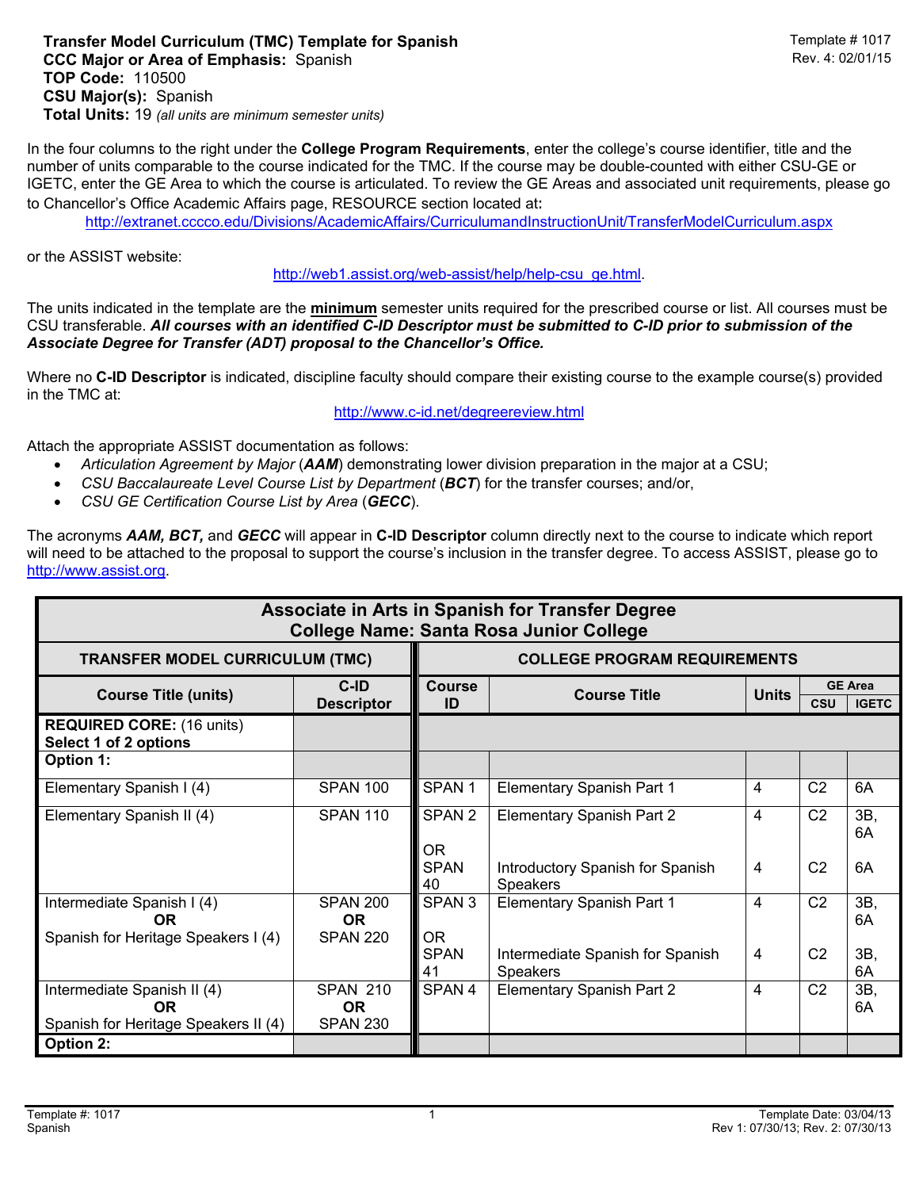**Transfer Model Curriculum (TMC) Template for Spanish**
**CCC Major or Area of Emphasis:** Spanish
**TOP Code:** 110500
**CSU Major(s):** Spanish
**Total Units:** 19 *(all units are minimum semester units)*

Template # 1017
Rev. 4: 02/01/15

In the four columns to the right under the **College Program Requirements**, enter the college's course identifier, title and the number of units comparable to the course indicated for the TMC. If the course may be double-counted with either CSU-GE or IGETC, enter the GE Area to which the course is articulated. To review the GE Areas and associated unit requirements, please go to Chancellor's Office Academic Affairs page, RESOURCE section located at**:**
http://extranet.cccco.edu/Divisions/AcademicAffairs/CurriculumandInstructionUnit/TransferModelCurriculum.aspx

or the ASSIST website:
http://web1.assist.org/web-assist/help/help-csu_ge.html.

The units indicated in the template are the **minimum** semester units required for the prescribed course or list. All courses must be CSU transferable. ***All courses with an identified C-ID Descriptor must be submitted to C-ID prior to submission of the Associate Degree for Transfer (ADT) proposal to the Chancellor's Office.***

Where no **C-ID Descriptor** is indicated, discipline faculty should compare their existing course to the example course(s) provided in the TMC at:
http://www.c-id.net/degreereview.html

Attach the appropriate ASSIST documentation as follows:

- *Articulation Agreement by Major* (***AAM***) demonstrating lower division preparation in the major at a CSU;
- *CSU Baccalaureate Level Course List by Department* (***BCT***) for the transfer courses; and/or,
- *CSU GE Certification Course List by Area* (***GECC***).

The acronyms ***AAM, BCT,*** and ***GECC*** will appear in **C-ID Descriptor** column directly next to the course to indicate which report will need to be attached to the proposal to support the course's inclusion in the transfer degree. To access ASSIST, please go to http://www.assist.org.

**Associate in Arts in Spanish for Transfer Degree**
**College Name: Santa Rosa Junior College**

| TRANSFER MODEL CURRICULUM (TMC) | | COLLEGE PROGRAM REQUIREMENTS | | | | |
|---|---|---|---|---|---|---|
| Course Title (units) | C-ID Descriptor | Course ID | Course Title | Units | GE Area CSU | GE Area IGETC |
| **REQUIRED CORE:** (16 units) **Select 1 of 2 options** | | | | | | |
| **Option 1:** | | | | | | |
| Elementary Spanish I (4) | SPAN 100 | SPAN 1 | Elementary Spanish Part 1 | 4 | C2 | 6A |
| Elementary Spanish II (4) | SPAN 110 | SPAN 2 OR SPAN 40 | Elementary Spanish Part 2 / Introductory Spanish for Spanish Speakers | 4 / 4 | C2 / C2 | 3B, 6A / 6A |
| Intermediate Spanish I (4) **OR** Spanish for Heritage Speakers I (4) | SPAN 200 **OR** SPAN 220 | SPAN 3 OR SPAN 41 | Elementary Spanish Part 1 / Intermediate Spanish for Spanish Speakers | 4 / 4 | C2 / C2 | 3B, 6A / 3B, 6A |
| Intermediate Spanish II (4) **OR** Spanish for Heritage Speakers II (4) | SPAN 210 **OR** SPAN 230 | SPAN 4 | Elementary Spanish Part 2 | 4 | C2 | 3B, 6A |
| **Option 2:** | | | | | | |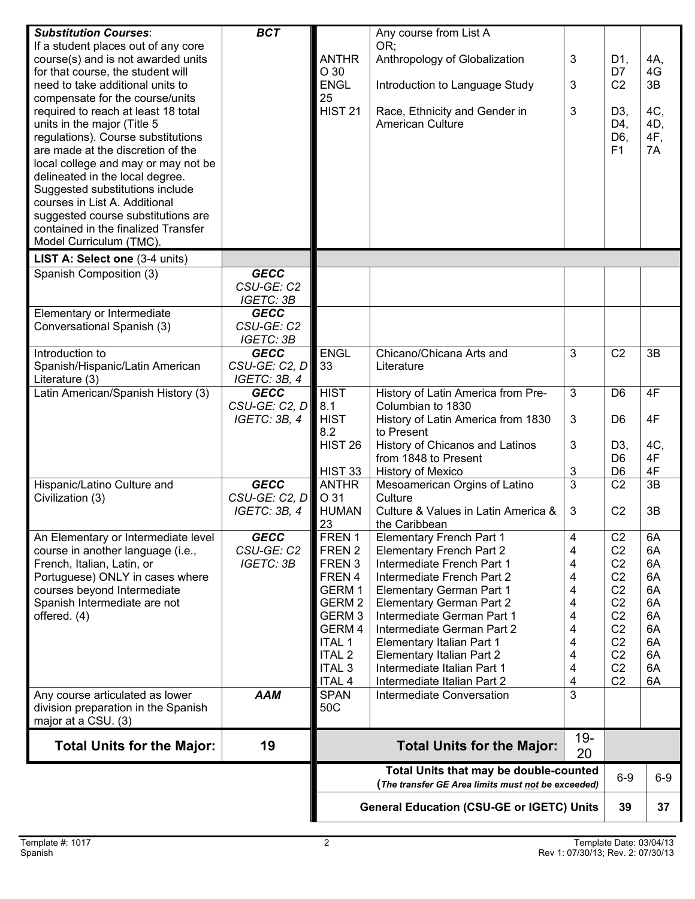| | | | | | | |
|---|---|---|---|---|---|---|
| ***Substitution Courses***: If a student places out of any core course(s) and is not awarded units for that course, the student will need to take additional units to compensate for the course/units required to reach at least 18 total units in the major (Title 5 regulations). Course substitutions are made at the discretion of the local college and may or may not be delineated in the local degree. Suggested substitutions include courses in List A. Additional suggested course substitutions are contained in the finalized Transfer Model Curriculum (TMC). | ***BCT*** | ANTHRO 30<br>ENGL 25<br>HIST 21 | Any course from List A OR;<br>Anthropology of Globalization<br>Introduction to Language Study<br>Race, Ethnicity and Gender in American Culture | 3<br>3<br>3 | D1, D7<br>C2<br>D3, D4, D6, F1 | 4A, 4G<br>3B<br>4C, 4D, 4F, 7A |
| **LIST A: Select one** (3-4 units) | | | | | | |
| Spanish Composition (3) | ***GECC*** *CSU-GE: C2* *IGETC: 3B* | | | | | |
| Elementary or Intermediate Conversational Spanish (3) | ***GECC*** *CSU-GE: C2* *IGETC: 3B* | | | | | |
| Introduction to Spanish/Hispanic/Latin American Literature (3) | ***GECC*** *CSU-GE: C2, D* *IGETC: 3B, 4* | ENGL 33 | Chicano/Chicana Arts and Literature | 3 | C2 | 3B |
| Latin American/Spanish History (3) | ***GECC*** *CSU-GE: C2, D* *IGETC: 3B, 4* | HIST 8.1<br>HIST 8.2<br>HIST 26<br>HIST 33 | History of Latin America from Pre-Columbian to 1830<br>History of Latin America from 1830 to Present<br>History of Chicanos and Latinos from 1848 to Present<br>History of Mexico | 3<br>3<br>3<br>3 | D6<br>D6<br>D3, D6<br>D6 | 4F<br>4F<br>4C, 4F<br>4F |
| Hispanic/Latino Culture and Civilization (3) | ***GECC*** *CSU-GE: C2, D* *IGETC: 3B, 4* | ANTHRO 31<br>HUMAN 23 | Mesoamerican Orgins of Latino Culture<br>Culture & Values in Latin America & the Caribbean | 3<br>3 | C2<br>C2 | 3B<br>3B |
| An Elementary or Intermediate level course in another language (i.e., French, Italian, Latin, or Portuguese) ONLY in cases where courses beyond Intermediate Spanish Intermediate are not offered. (4) | ***GECC*** *CSU-GE: C2* *IGETC: 3B* | FREN 1<br>FREN 2<br>FREN 3<br>FREN 4<br>GERM 1<br>GERM 2<br>GERM 3<br>GERM 4<br>ITAL 1<br>ITAL 2<br>ITAL 3<br>ITAL 4 | Elementary French Part 1<br>Elementary French Part 2<br>Intermediate French Part 1<br>Intermediate French Part 2<br>Elementary German Part 1<br>Elementary German Part 2<br>Intermediate German Part 1<br>Intermediate German Part 2<br>Elementary Italian Part 1<br>Elementary Italian Part 2<br>Intermediate Italian Part 1<br>Intermediate Italian Part 2 | 4<br>4<br>4<br>4<br>4<br>4<br>4<br>4<br>4<br>4<br>4<br>4 | C2<br>C2<br>C2<br>C2<br>C2<br>C2<br>C2<br>C2<br>C2<br>C2<br>C2<br>C2 | 6A<br>6A<br>6A<br>6A<br>6A<br>6A<br>6A<br>6A<br>6A<br>6A<br>6A<br>6A |
| Any course articulated as lower division preparation in the Spanish major at a CSU. (3) | ***AAM*** | SPAN 50C | Intermediate Conversation | 3 | | |
| **Total Units for the Major:** | **19** | | **Total Units for the Major:** | 19-20 | | |
| | | | **Total Units that may be double-counted** (*The transfer GE Area limits must not be exceeded*) | | 6-9 | 6-9 |
| | | | **General Education (CSU-GE or IGETC) Units** | | 39 | 37 |

Template #: 1017
Spanish

Template Date: 03/04/13
Rev 1: 07/30/13; Rev. 2: 07/30/13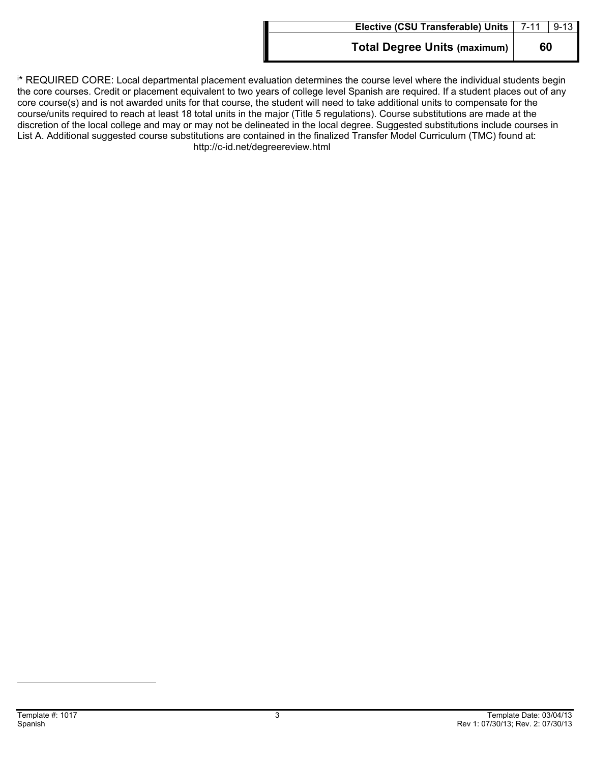| | | |
|---|---|---|
| **Elective (CSU Transferable) Units** | 7-11 | 9-13 |
| **Total Degree Units (maximum)** | **60** | |

[i]* REQUIRED CORE: Local departmental placement evaluation determines the course level where the individual students begin the core courses. Credit or placement equivalent to two years of college level Spanish are required. If a student places out of any core course(s) and is not awarded units for that course, the student will need to take additional units to compensate for the course/units required to reach at least 18 total units in the major (Title 5 regulations). Course substitutions are made at the discretion of the local college and may or may not be delineated in the local degree. Suggested substitutions include courses in List A. Additional suggested course substitutions are contained in the finalized Transfer Model Curriculum (TMC) found at: http://c-id.net/degreereview.html

Template #: 1017
Spanish

Template Date: 03/04/13
Rev 1: 07/30/13; Rev. 2: 07/30/13